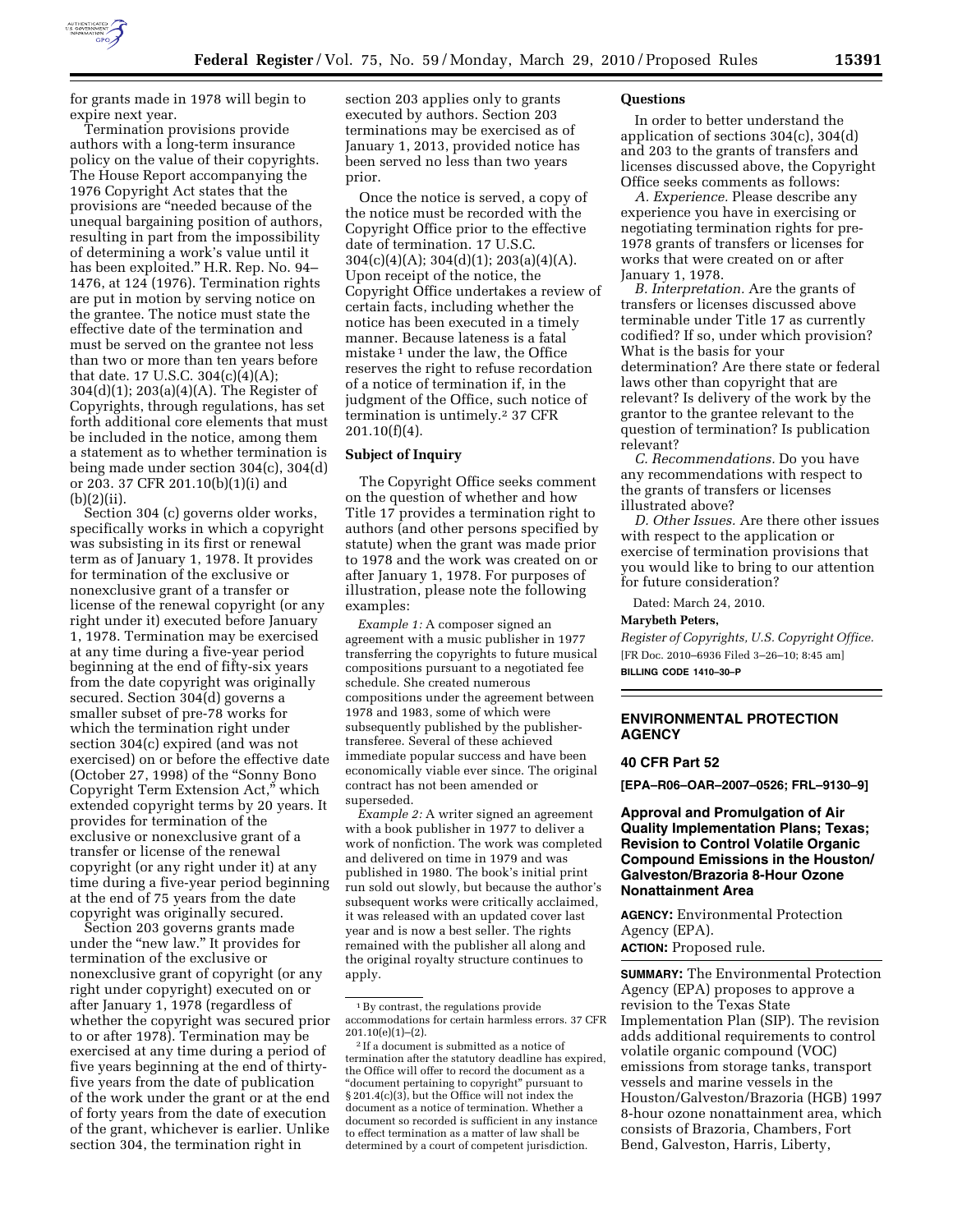for grants made in 1978 will begin to expire next year.

Termination provisions provide authors with a long-term insurance policy on the value of their copyrights. The House Report accompanying the 1976 Copyright Act states that the provisions are "needed because of the unequal bargaining position of authors, resulting in part from the impossibility of determining a work's value until it has been exploited." H.R. Rep. No. 94–1476, at 124 (1976). Termination rights are put in motion by serving notice on the grantee. The notice must state the effective date of the termination and must be served on the grantee not less than two or more than ten years before that date. 17 U.S.C. 304(c)(4)(A); 304(d)(1); 203(a)(4)(A). The Register of Copyrights, through regulations, has set forth additional core elements that must be included in the notice, among them a statement as to whether termination is being made under section 304(c), 304(d) or 203. 37 CFR 201.10(b)(1)(i) and (b)(2)(ii).

Section 304 (c) governs older works, specifically works in which a copyright was subsisting in its first or renewal term as of January 1, 1978. It provides for termination of the exclusive or nonexclusive grant of a transfer or license of the renewal copyright (or any right under it) executed before January 1, 1978. Termination may be exercised at any time during a five-year period beginning at the end of fifty-six years from the date copyright was originally secured. Section 304(d) governs a smaller subset of pre-78 works for which the termination right under section 304(c) expired (and was not exercised) on or before the effective date (October 27, 1998) of the "Sonny Bono Copyright Term Extension Act," which extended copyright terms by 20 years. It provides for termination of the exclusive or nonexclusive grant of a transfer or license of the renewal copyright (or any right under it) at any time during a five-year period beginning at the end of 75 years from the date copyright was originally secured.

Section 203 governs grants made under the "new law." It provides for termination of the exclusive or nonexclusive grant of copyright (or any right under copyright) executed on or after January 1, 1978 (regardless of whether the copyright was secured prior to or after 1978). Termination may be exercised at any time during a period of five years beginning at the end of thirty-five years from the date of publication of the work under the grant or at the end of forty years from the date of execution of the grant, whichever is earlier. Unlike section 304, the termination right in section 203 applies only to grants executed by authors. Section 203 terminations may be exercised as of January 1, 2013, provided notice has been served no less than two years prior.

Once the notice is served, a copy of the notice must be recorded with the Copyright Office prior to the effective date of termination. 17 U.S.C. 304(c)(4)(A); 304(d)(1); 203(a)(4)(A). Upon receipt of the notice, the Copyright Office undertakes a review of certain facts, including whether the notice has been executed in a timely manner. Because lateness is a fatal mistake[1] under the law, the Office reserves the right to refuse recordation of a notice of termination if, in the judgment of the Office, such notice of termination is untimely.[2] 37 CFR 201.10(f)(4).

### Subject of Inquiry

The Copyright Office seeks comment on the question of whether and how Title 17 provides a termination right to authors (and other persons specified by statute) when the grant was made prior to 1978 and the work was created on or after January 1, 1978. For purposes of illustration, please note the following examples:

*Example 1:* A composer signed an agreement with a music publisher in 1977 transferring the copyrights to future musical compositions pursuant to a negotiated fee schedule. She created numerous compositions under the agreement between 1978 and 1983, some of which were subsequently published by the publisher-transferee. Several of these achieved immediate popular success and have been economically viable ever since. The original contract has not been amended or superseded.

*Example 2:* A writer signed an agreement with a book publisher in 1977 to deliver a work of nonfiction. The work was completed and delivered on time in 1979 and was published in 1980. The book's initial print run sold out slowly, but because the author's subsequent works were critically acclaimed, it was released with an updated cover last year and is now a best seller. The rights remained with the publisher all along and the original royalty structure continues to apply.

[1] By contrast, the regulations provide accommodations for certain harmless errors. 37 CFR 201.10(e)(1)–(2).

[2] If a document is submitted as a notice of termination after the statutory deadline has expired, the Office will offer to record the document as a "document pertaining to copyright" pursuant to § 201.4(c)(3), but the Office will not index the document as a notice of termination. Whether a document so recorded is sufficient in any instance to effect termination as a matter of law shall be determined by a court of competent jurisdiction.

### Questions

In order to better understand the application of sections 304(c), 304(d) and 203 to the grants of transfers and licenses discussed above, the Copyright Office seeks comments as follows:

*A. Experience.* Please describe any experience you have in exercising or negotiating termination rights for pre-1978 grants of transfers or licenses for works that were created on or after January 1, 1978.

*B. Interpretation.* Are the grants of transfers or licenses discussed above terminable under Title 17 as currently codified? If so, under which provision? What is the basis for your determination? Are there state or federal laws other than copyright that are relevant? Is delivery of the work by the grantor to the grantee relevant to the question of termination? Is publication relevant?

*C. Recommendations.* Do you have any recommendations with respect to the grants of transfers or licenses illustrated above?

*D. Other Issues.* Are there other issues with respect to the application or exercise of termination provisions that you would like to bring to our attention for future consideration?

Dated: March 24, 2010.

**Marybeth Peters,**

*Register of Copyrights, U.S. Copyright Office.*

[FR Doc. 2010–6936 Filed 3–26–10; 8:45 am]

**BILLING CODE 1410–30–P**

## ENVIRONMENTAL PROTECTION AGENCY

### 40 CFR Part 52

**[EPA–R06–OAR–2007–0526; FRL–9130–9]**

### Approval and Promulgation of Air Quality Implementation Plans; Texas; Revision to Control Volatile Organic Compound Emissions in the Houston/Galveston/Brazoria 8-Hour Ozone Nonattainment Area

**AGENCY:** Environmental Protection Agency (EPA).

**ACTION:** Proposed rule.

**SUMMARY:** The Environmental Protection Agency (EPA) proposes to approve a revision to the Texas State Implementation Plan (SIP). The revision adds additional requirements to control volatile organic compound (VOC) emissions from storage tanks, transport vessels and marine vessels in the Houston/Galveston/Brazoria (HGB) 1997 8-hour ozone nonattainment area, which consists of Brazoria, Chambers, Fort Bend, Galveston, Harris, Liberty,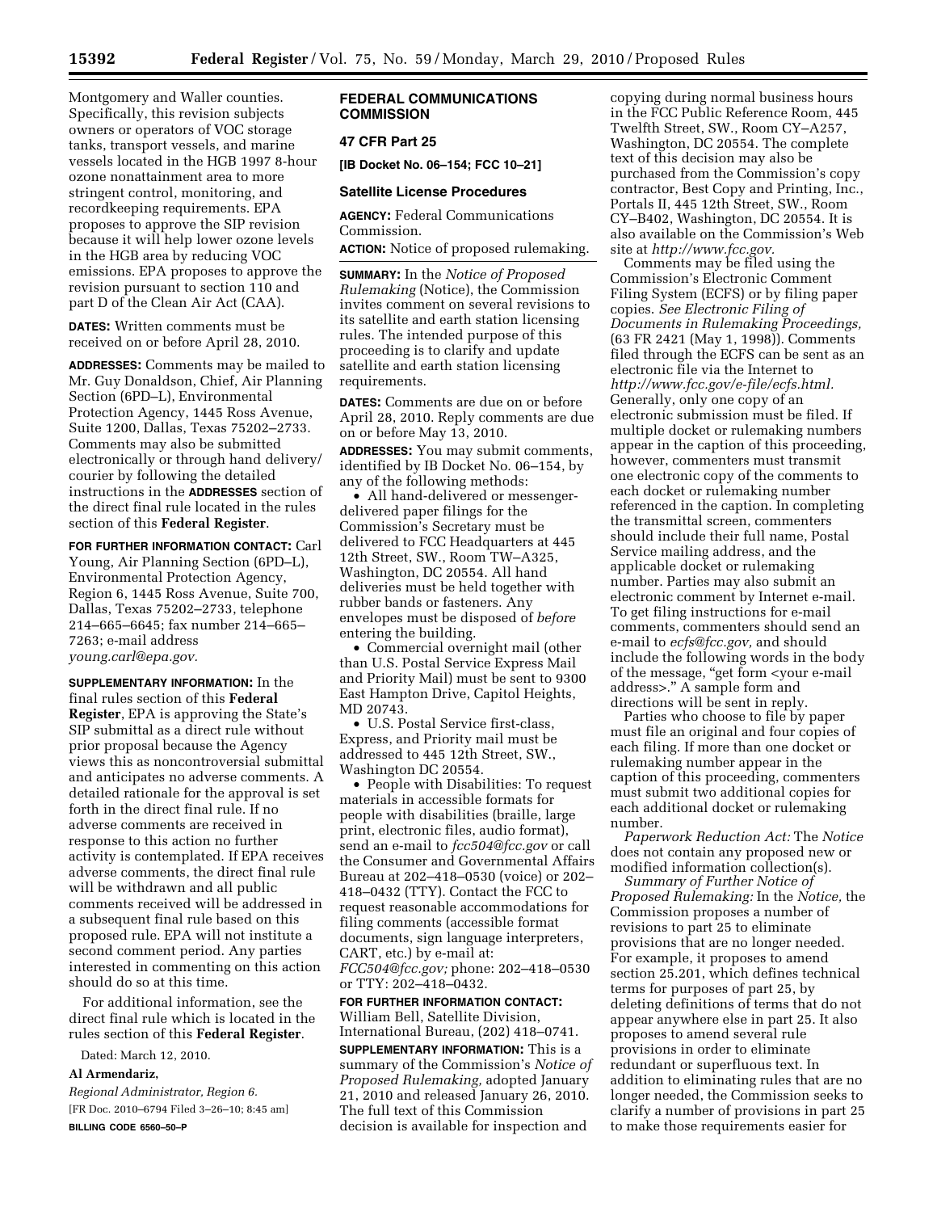Montgomery and Waller counties. Specifically, this revision subjects owners or operators of VOC storage tanks, transport vessels, and marine vessels located in the HGB 1997 8-hour ozone nonattainment area to more stringent control, monitoring, and recordkeeping requirements. EPA proposes to approve the SIP revision because it will help lower ozone levels in the HGB area by reducing VOC emissions. EPA proposes to approve the revision pursuant to section 110 and part D of the Clean Air Act (CAA).

**DATES:** Written comments must be received on or before April 28, 2010.

**ADDRESSES:** Comments may be mailed to Mr. Guy Donaldson, Chief, Air Planning Section (6PD–L), Environmental Protection Agency, 1445 Ross Avenue, Suite 1200, Dallas, Texas 75202–2733. Comments may also be submitted electronically or through hand delivery/courier by following the detailed instructions in the **ADDRESSES** section of the direct final rule located in the rules section of this **Federal Register**.

**FOR FURTHER INFORMATION CONTACT:** Carl Young, Air Planning Section (6PD–L), Environmental Protection Agency, Region 6, 1445 Ross Avenue, Suite 700, Dallas, Texas 75202–2733, telephone 214–665–6645; fax number 214–665–7263; e-mail address *young.carl@epa.gov.*

**SUPPLEMENTARY INFORMATION:** In the final rules section of this **Federal Register**, EPA is approving the State's SIP submittal as a direct rule without prior proposal because the Agency views this as noncontroversial submittal and anticipates no adverse comments. A detailed rationale for the approval is set forth in the direct final rule. If no adverse comments are received in response to this action no further activity is contemplated. If EPA receives adverse comments, the direct final rule will be withdrawn and all public comments received will be addressed in a subsequent final rule based on this proposed rule. EPA will not institute a second comment period. Any parties interested in commenting on this action should do so at this time.

For additional information, see the direct final rule which is located in the rules section of this **Federal Register**.

Dated: March 12, 2010.

**Al Armendariz,**

*Regional Administrator, Region 6.*

[FR Doc. 2010–6794 Filed 3–26–10; 8:45 am]

**BILLING CODE 6560–50–P**

## FEDERAL COMMUNICATIONS COMMISSION

### 47 CFR Part 25

**[IB Docket No. 06–154; FCC 10–21]**

### Satellite License Procedures

**AGENCY:** Federal Communications Commission.

**ACTION:** Notice of proposed rulemaking.

**SUMMARY:** In the *Notice of Proposed Rulemaking* (Notice), the Commission invites comment on several revisions to its satellite and earth station licensing rules. The intended purpose of this proceeding is to clarify and update satellite and earth station licensing requirements.

**DATES:** Comments are due on or before April 28, 2010. Reply comments are due on or before May 13, 2010.

**ADDRESSES:** You may submit comments, identified by IB Docket No. 06–154, by any of the following methods:

- All hand-delivered or messenger-delivered paper filings for the Commission's Secretary must be delivered to FCC Headquarters at 445 12th Street, SW., Room TW–A325, Washington, DC 20554. All hand deliveries must be held together with rubber bands or fasteners. Any envelopes must be disposed of *before* entering the building.
- Commercial overnight mail (other than U.S. Postal Service Express Mail and Priority Mail) must be sent to 9300 East Hampton Drive, Capitol Heights, MD 20743.
- U.S. Postal Service first-class, Express, and Priority mail must be addressed to 445 12th Street, SW., Washington DC 20554.
- People with Disabilities: To request materials in accessible formats for people with disabilities (braille, large print, electronic files, audio format), send an e-mail to *fcc504@fcc.gov* or call the Consumer and Governmental Affairs Bureau at 202–418–0530 (voice) or 202–418–0432 (TTY). Contact the FCC to request reasonable accommodations for filing comments (accessible format documents, sign language interpreters, CART, etc.) by e-mail at: *FCC504@fcc.gov;* phone: 202–418–0530 or TTY: 202–418–0432.

**FOR FURTHER INFORMATION CONTACT:** William Bell, Satellite Division, International Bureau, (202) 418–0741.

**SUPPLEMENTARY INFORMATION:** This is a summary of the Commission's *Notice of Proposed Rulemaking,* adopted January 21, 2010 and released January 26, 2010. The full text of this Commission decision is available for inspection and copying during normal business hours in the FCC Public Reference Room, 445 Twelfth Street, SW., Room CY–A257, Washington, DC 20554. The complete text of this decision may also be purchased from the Commission's copy contractor, Best Copy and Printing, Inc., Portals II, 445 12th Street, SW., Room CY–B402, Washington, DC 20554. It is also available on the Commission's Web site at *http://www.fcc.gov.*

Comments may be filed using the Commission's Electronic Comment Filing System (ECFS) or by filing paper copies. *See Electronic Filing of Documents in Rulemaking Proceedings,* (63 FR 2421 (May 1, 1998)). Comments filed through the ECFS can be sent as an electronic file via the Internet to *http://www.fcc.gov/e-file/ecfs.html.* Generally, only one copy of an electronic submission must be filed. If multiple docket or rulemaking numbers appear in the caption of this proceeding, however, commenters must transmit one electronic copy of the comments to each docket or rulemaking number referenced in the caption. In completing the transmittal screen, commenters should include their full name, Postal Service mailing address, and the applicable docket or rulemaking number. Parties may also submit an electronic comment by Internet e-mail. To get filing instructions for e-mail comments, commenters should send an e-mail to *ecfs@fcc.gov,* and should include the following words in the body of the message, "get form <your e-mail address>." A sample form and directions will be sent in reply.

Parties who choose to file by paper must file an original and four copies of each filing. If more than one docket or rulemaking number appear in the caption of this proceeding, commenters must submit two additional copies for each additional docket or rulemaking number.

*Paperwork Reduction Act:* The *Notice* does not contain any proposed new or modified information collection(s).

*Summary of Further Notice of Proposed Rulemaking:* In the *Notice,* the Commission proposes a number of revisions to part 25 to eliminate provisions that are no longer needed. For example, it proposes to amend section 25.201, which defines technical terms for purposes of part 25, by deleting definitions of terms that do not appear anywhere else in part 25. It also proposes to amend several rule provisions in order to eliminate redundant or superfluous text. In addition to eliminating rules that are no longer needed, the Commission seeks to clarify a number of provisions in part 25 to make those requirements easier for